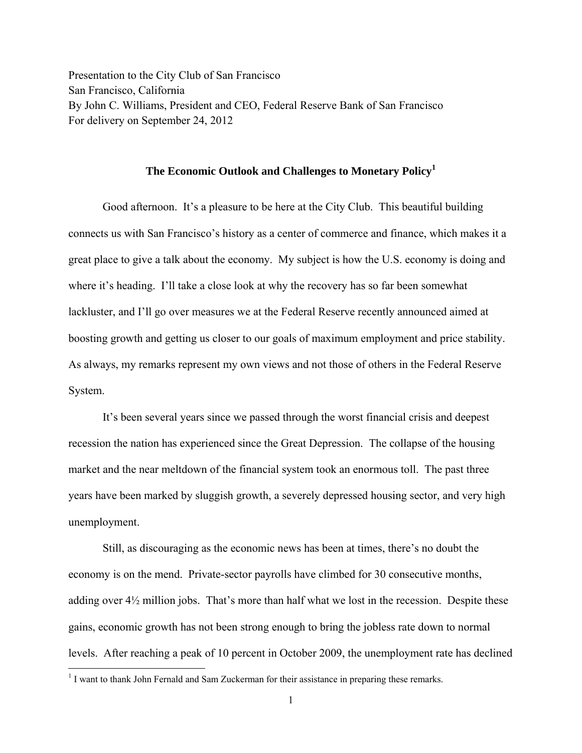Presentation to the City Club of San Francisco
San Francisco, California
By John C. Williams, President and CEO, Federal Reserve Bank of San Francisco
For delivery on September 24, 2012

# The Economic Outlook and Challenges to Monetary Policy[1]

Good afternoon. It's a pleasure to be here at the City Club. This beautiful building connects us with San Francisco's history as a center of commerce and finance, which makes it a great place to give a talk about the economy. My subject is how the U.S. economy is doing and where it's heading. I'll take a close look at why the recovery has so far been somewhat lackluster, and I'll go over measures we at the Federal Reserve recently announced aimed at boosting growth and getting us closer to our goals of maximum employment and price stability. As always, my remarks represent my own views and not those of others in the Federal Reserve System.

It's been several years since we passed through the worst financial crisis and deepest recession the nation has experienced since the Great Depression. The collapse of the housing market and the near meltdown of the financial system took an enormous toll. The past three years have been marked by sluggish growth, a severely depressed housing sector, and very high unemployment.

Still, as discouraging as the economic news has been at times, there's no doubt the economy is on the mend. Private-sector payrolls have climbed for 30 consecutive months, adding over 4½ million jobs. That's more than half what we lost in the recession. Despite these gains, economic growth has not been strong enough to bring the jobless rate down to normal levels. After reaching a peak of 10 percent in October 2009, the unemployment rate has declined

[1] I want to thank John Fernald and Sam Zuckerman for their assistance in preparing these remarks.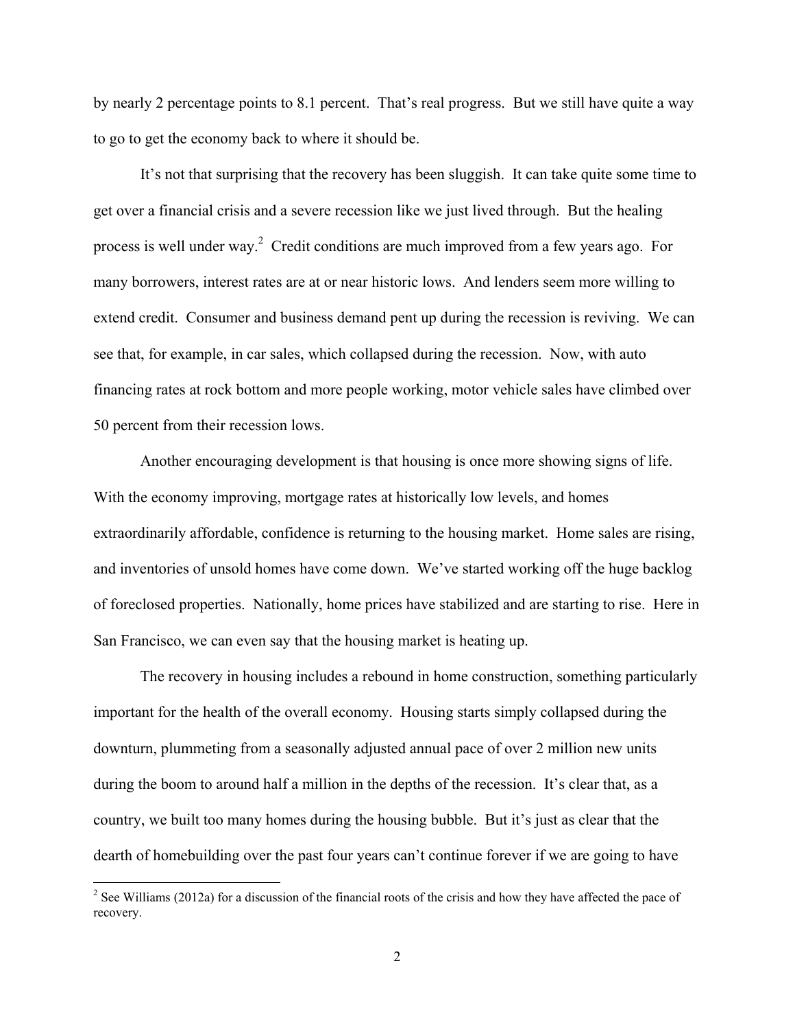by nearly 2 percentage points to 8.1 percent. That's real progress. But we still have quite a way to go to get the economy back to where it should be.

It's not that surprising that the recovery has been sluggish. It can take quite some time to get over a financial crisis and a severe recession like we just lived through. But the healing process is well under way.[2] Credit conditions are much improved from a few years ago. For many borrowers, interest rates are at or near historic lows. And lenders seem more willing to extend credit. Consumer and business demand pent up during the recession is reviving. We can see that, for example, in car sales, which collapsed during the recession. Now, with auto financing rates at rock bottom and more people working, motor vehicle sales have climbed over 50 percent from their recession lows.

Another encouraging development is that housing is once more showing signs of life. With the economy improving, mortgage rates at historically low levels, and homes extraordinarily affordable, confidence is returning to the housing market. Home sales are rising, and inventories of unsold homes have come down. We've started working off the huge backlog of foreclosed properties. Nationally, home prices have stabilized and are starting to rise. Here in San Francisco, we can even say that the housing market is heating up.

The recovery in housing includes a rebound in home construction, something particularly important for the health of the overall economy. Housing starts simply collapsed during the downturn, plummeting from a seasonally adjusted annual pace of over 2 million new units during the boom to around half a million in the depths of the recession. It's clear that, as a country, we built too many homes during the housing bubble. But it's just as clear that the dearth of homebuilding over the past four years can't continue forever if we are going to have

[2] See Williams (2012a) for a discussion of the financial roots of the crisis and how they have affected the pace of recovery.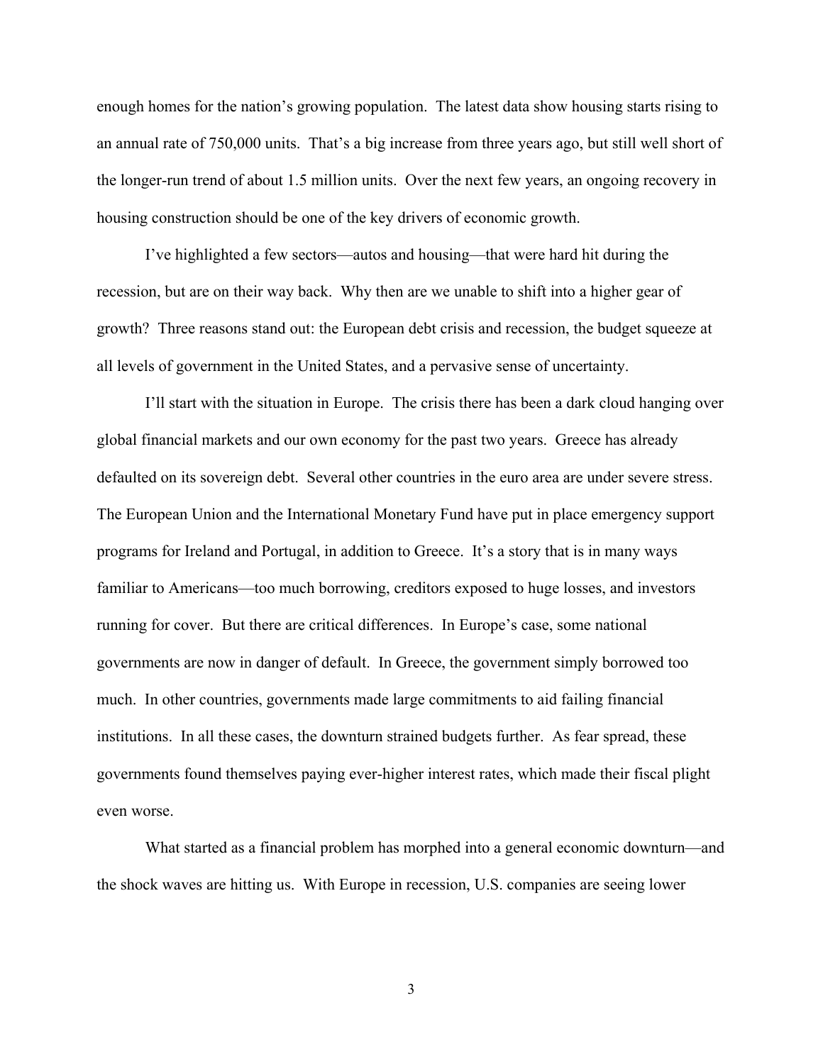enough homes for the nation's growing population. The latest data show housing starts rising to an annual rate of 750,000 units. That's a big increase from three years ago, but still well short of the longer-run trend of about 1.5 million units. Over the next few years, an ongoing recovery in housing construction should be one of the key drivers of economic growth.

I've highlighted a few sectors—autos and housing—that were hard hit during the recession, but are on their way back. Why then are we unable to shift into a higher gear of growth? Three reasons stand out: the European debt crisis and recession, the budget squeeze at all levels of government in the United States, and a pervasive sense of uncertainty.

I'll start with the situation in Europe. The crisis there has been a dark cloud hanging over global financial markets and our own economy for the past two years. Greece has already defaulted on its sovereign debt. Several other countries in the euro area are under severe stress. The European Union and the International Monetary Fund have put in place emergency support programs for Ireland and Portugal, in addition to Greece. It's a story that is in many ways familiar to Americans—too much borrowing, creditors exposed to huge losses, and investors running for cover. But there are critical differences. In Europe's case, some national governments are now in danger of default. In Greece, the government simply borrowed too much. In other countries, governments made large commitments to aid failing financial institutions. In all these cases, the downturn strained budgets further. As fear spread, these governments found themselves paying ever-higher interest rates, which made their fiscal plight even worse.

What started as a financial problem has morphed into a general economic downturn—and the shock waves are hitting us. With Europe in recession, U.S. companies are seeing lower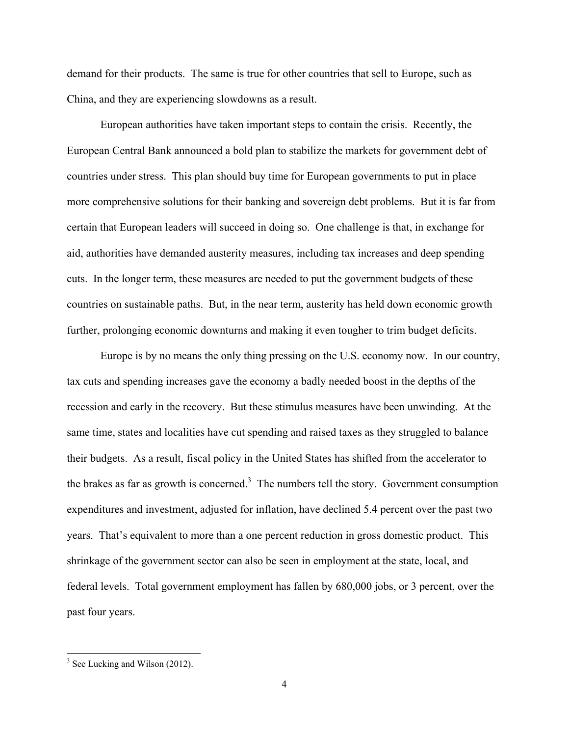demand for their products. The same is true for other countries that sell to Europe, such as China, and they are experiencing slowdowns as a result.

European authorities have taken important steps to contain the crisis. Recently, the European Central Bank announced a bold plan to stabilize the markets for government debt of countries under stress. This plan should buy time for European governments to put in place more comprehensive solutions for their banking and sovereign debt problems. But it is far from certain that European leaders will succeed in doing so. One challenge is that, in exchange for aid, authorities have demanded austerity measures, including tax increases and deep spending cuts. In the longer term, these measures are needed to put the government budgets of these countries on sustainable paths. But, in the near term, austerity has held down economic growth further, prolonging economic downturns and making it even tougher to trim budget deficits.

Europe is by no means the only thing pressing on the U.S. economy now. In our country, tax cuts and spending increases gave the economy a badly needed boost in the depths of the recession and early in the recovery. But these stimulus measures have been unwinding. At the same time, states and localities have cut spending and raised taxes as they struggled to balance their budgets. As a result, fiscal policy in the United States has shifted from the accelerator to the brakes as far as growth is concerned.[3] The numbers tell the story. Government consumption expenditures and investment, adjusted for inflation, have declined 5.4 percent over the past two years. That's equivalent to more than a one percent reduction in gross domestic product. This shrinkage of the government sector can also be seen in employment at the state, local, and federal levels. Total government employment has fallen by 680,000 jobs, or 3 percent, over the past four years.

---

[3] See Lucking and Wilson (2012).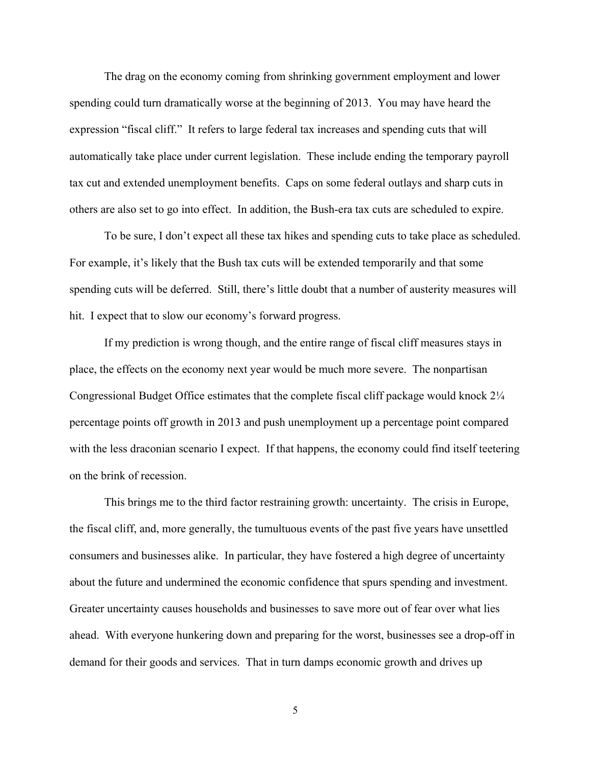The drag on the economy coming from shrinking government employment and lower spending could turn dramatically worse at the beginning of 2013. You may have heard the expression "fiscal cliff." It refers to large federal tax increases and spending cuts that will automatically take place under current legislation. These include ending the temporary payroll tax cut and extended unemployment benefits. Caps on some federal outlays and sharp cuts in others are also set to go into effect. In addition, the Bush-era tax cuts are scheduled to expire.

To be sure, I don't expect all these tax hikes and spending cuts to take place as scheduled. For example, it's likely that the Bush tax cuts will be extended temporarily and that some spending cuts will be deferred. Still, there's little doubt that a number of austerity measures will hit. I expect that to slow our economy's forward progress.

If my prediction is wrong though, and the entire range of fiscal cliff measures stays in place, the effects on the economy next year would be much more severe. The nonpartisan Congressional Budget Office estimates that the complete fiscal cliff package would knock 2¼ percentage points off growth in 2013 and push unemployment up a percentage point compared with the less draconian scenario I expect. If that happens, the economy could find itself teetering on the brink of recession.

This brings me to the third factor restraining growth: uncertainty. The crisis in Europe, the fiscal cliff, and, more generally, the tumultuous events of the past five years have unsettled consumers and businesses alike. In particular, they have fostered a high degree of uncertainty about the future and undermined the economic confidence that spurs spending and investment. Greater uncertainty causes households and businesses to save more out of fear over what lies ahead. With everyone hunkering down and preparing for the worst, businesses see a drop-off in demand for their goods and services. That in turn damps economic growth and drives up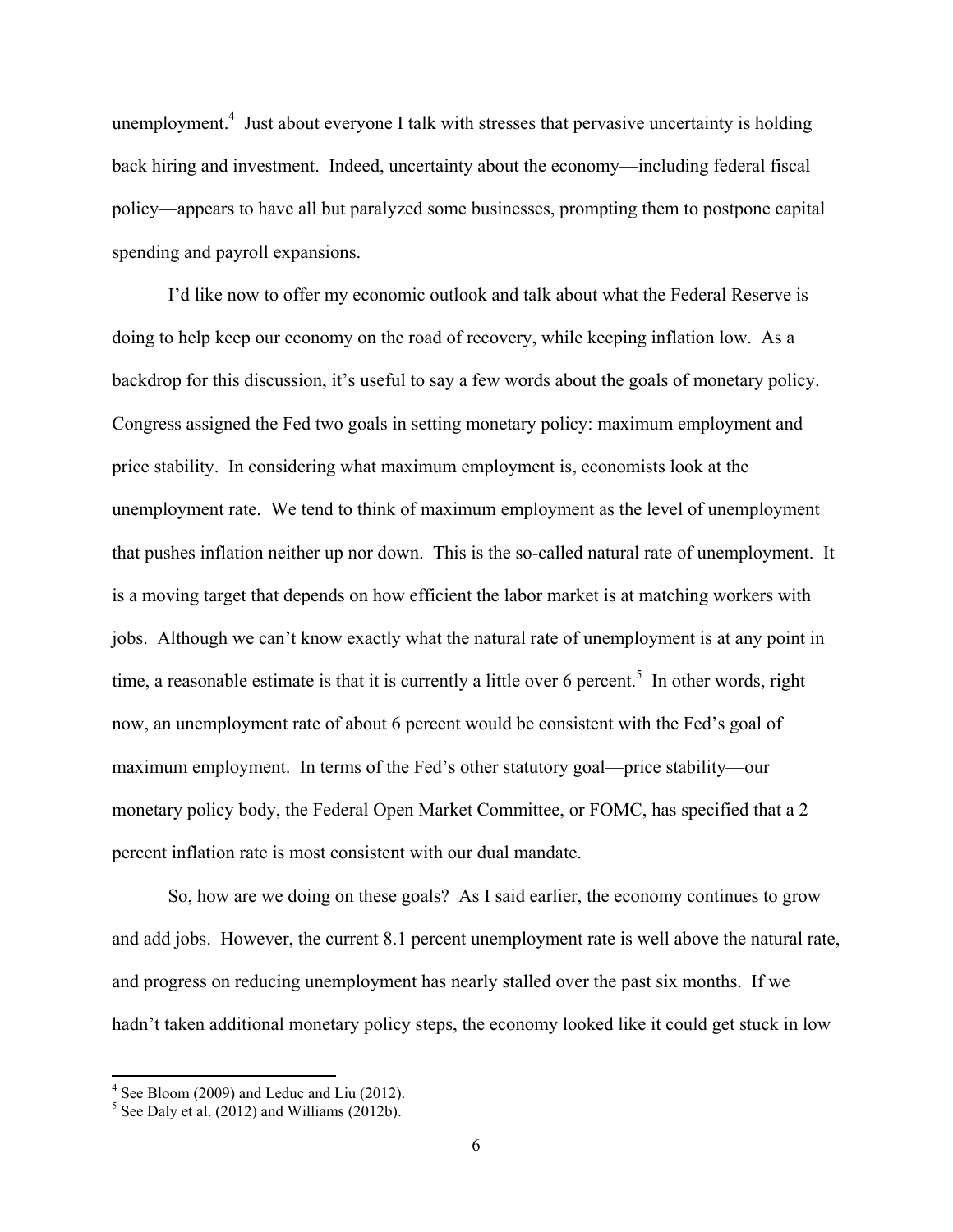unemployment.[4] Just about everyone I talk with stresses that pervasive uncertainty is holding back hiring and investment. Indeed, uncertainty about the economy—including federal fiscal policy—appears to have all but paralyzed some businesses, prompting them to postpone capital spending and payroll expansions.

I'd like now to offer my economic outlook and talk about what the Federal Reserve is doing to help keep our economy on the road of recovery, while keeping inflation low. As a backdrop for this discussion, it's useful to say a few words about the goals of monetary policy. Congress assigned the Fed two goals in setting monetary policy: maximum employment and price stability. In considering what maximum employment is, economists look at the unemployment rate. We tend to think of maximum employment as the level of unemployment that pushes inflation neither up nor down. This is the so-called natural rate of unemployment. It is a moving target that depends on how efficient the labor market is at matching workers with jobs. Although we can't know exactly what the natural rate of unemployment is at any point in time, a reasonable estimate is that it is currently a little over 6 percent.[5] In other words, right now, an unemployment rate of about 6 percent would be consistent with the Fed's goal of maximum employment. In terms of the Fed's other statutory goal—price stability—our monetary policy body, the Federal Open Market Committee, or FOMC, has specified that a 2 percent inflation rate is most consistent with our dual mandate.

So, how are we doing on these goals? As I said earlier, the economy continues to grow and add jobs. However, the current 8.1 percent unemployment rate is well above the natural rate, and progress on reducing unemployment has nearly stalled over the past six months. If we hadn't taken additional monetary policy steps, the economy looked like it could get stuck in low

[4] See Bloom (2009) and Leduc and Liu (2012).

[5] See Daly et al. (2012) and Williams (2012b).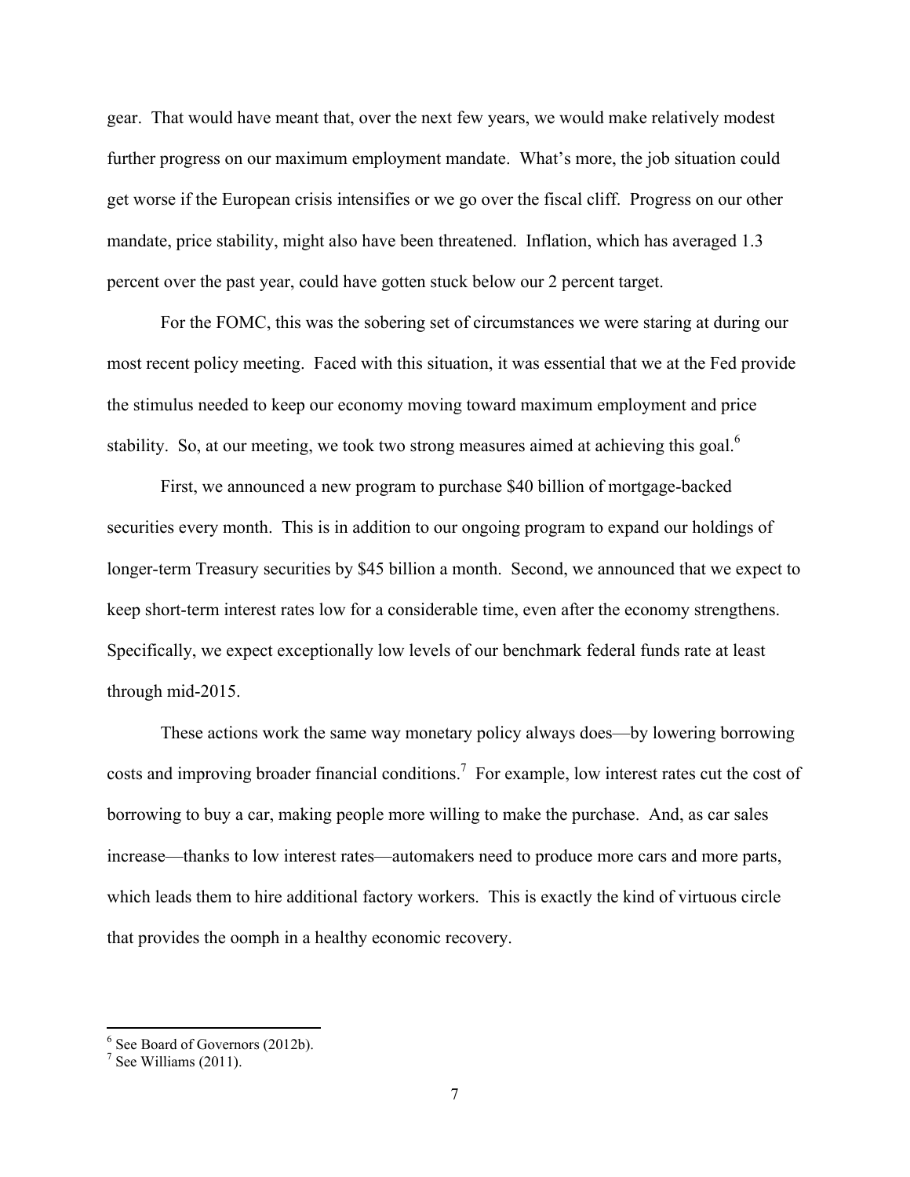gear. That would have meant that, over the next few years, we would make relatively modest further progress on our maximum employment mandate. What's more, the job situation could get worse if the European crisis intensifies or we go over the fiscal cliff. Progress on our other mandate, price stability, might also have been threatened. Inflation, which has averaged 1.3 percent over the past year, could have gotten stuck below our 2 percent target.

For the FOMC, this was the sobering set of circumstances we were staring at during our most recent policy meeting. Faced with this situation, it was essential that we at the Fed provide the stimulus needed to keep our economy moving toward maximum employment and price stability. So, at our meeting, we took two strong measures aimed at achieving this goal.[6]

First, we announced a new program to purchase $40 billion of mortgage-backed securities every month. This is in addition to our ongoing program to expand our holdings of longer-term Treasury securities by $45 billion a month. Second, we announced that we expect to keep short-term interest rates low for a considerable time, even after the economy strengthens. Specifically, we expect exceptionally low levels of our benchmark federal funds rate at least through mid-2015.

These actions work the same way monetary policy always does—by lowering borrowing costs and improving broader financial conditions.[7] For example, low interest rates cut the cost of borrowing to buy a car, making people more willing to make the purchase. And, as car sales increase—thanks to low interest rates—automakers need to produce more cars and more parts, which leads them to hire additional factory workers. This is exactly the kind of virtuous circle that provides the oomph in a healthy economic recovery.

---

[6] See Board of Governors (2012b).

[7] See Williams (2011).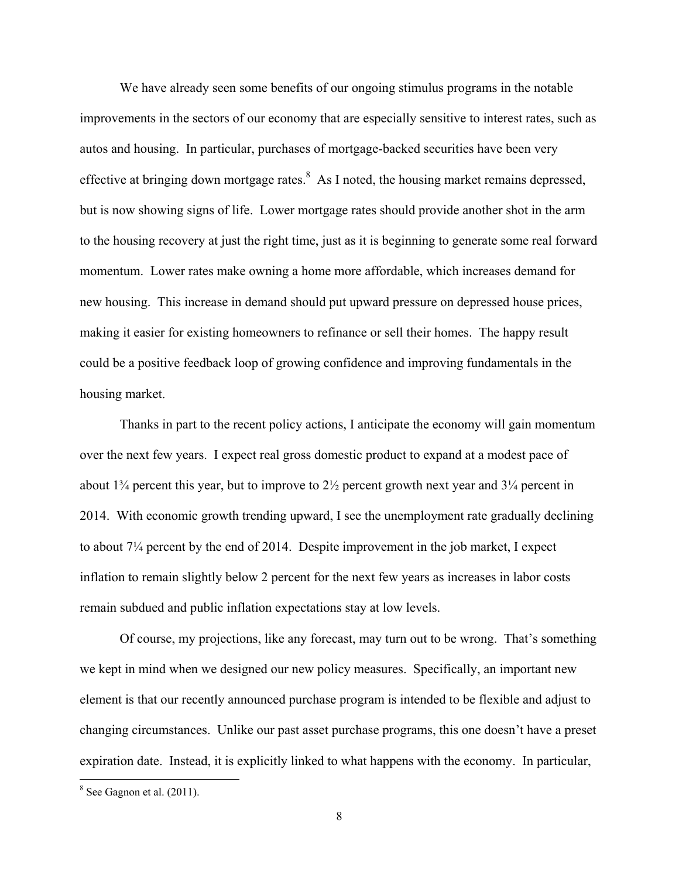We have already seen some benefits of our ongoing stimulus programs in the notable improvements in the sectors of our economy that are especially sensitive to interest rates, such as autos and housing. In particular, purchases of mortgage-backed securities have been very effective at bringing down mortgage rates.[8] As I noted, the housing market remains depressed, but is now showing signs of life. Lower mortgage rates should provide another shot in the arm to the housing recovery at just the right time, just as it is beginning to generate some real forward momentum. Lower rates make owning a home more affordable, which increases demand for new housing. This increase in demand should put upward pressure on depressed house prices, making it easier for existing homeowners to refinance or sell their homes. The happy result could be a positive feedback loop of growing confidence and improving fundamentals in the housing market.

Thanks in part to the recent policy actions, I anticipate the economy will gain momentum over the next few years. I expect real gross domestic product to expand at a modest pace of about 1¾ percent this year, but to improve to 2½ percent growth next year and 3¼ percent in 2014. With economic growth trending upward, I see the unemployment rate gradually declining to about 7¼ percent by the end of 2014. Despite improvement in the job market, I expect inflation to remain slightly below 2 percent for the next few years as increases in labor costs remain subdued and public inflation expectations stay at low levels.

Of course, my projections, like any forecast, may turn out to be wrong. That's something we kept in mind when we designed our new policy measures. Specifically, an important new element is that our recently announced purchase program is intended to be flexible and adjust to changing circumstances. Unlike our past asset purchase programs, this one doesn't have a preset expiration date. Instead, it is explicitly linked to what happens with the economy. In particular,

[8] See Gagnon et al. (2011).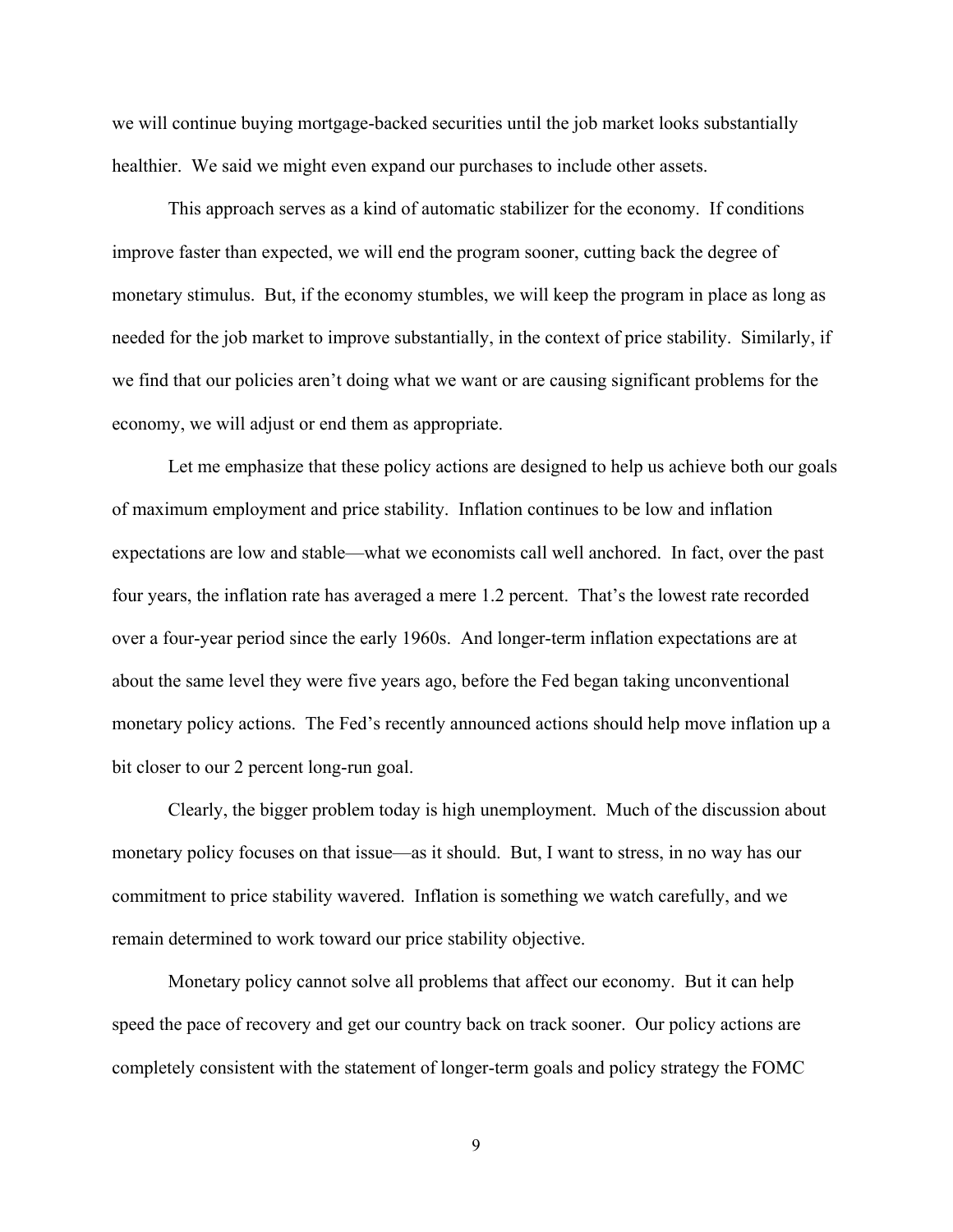we will continue buying mortgage-backed securities until the job market looks substantially healthier. We said we might even expand our purchases to include other assets.

This approach serves as a kind of automatic stabilizer for the economy. If conditions improve faster than expected, we will end the program sooner, cutting back the degree of monetary stimulus. But, if the economy stumbles, we will keep the program in place as long as needed for the job market to improve substantially, in the context of price stability. Similarly, if we find that our policies aren't doing what we want or are causing significant problems for the economy, we will adjust or end them as appropriate.

Let me emphasize that these policy actions are designed to help us achieve both our goals of maximum employment and price stability. Inflation continues to be low and inflation expectations are low and stable—what we economists call well anchored. In fact, over the past four years, the inflation rate has averaged a mere 1.2 percent. That's the lowest rate recorded over a four-year period since the early 1960s. And longer-term inflation expectations are at about the same level they were five years ago, before the Fed began taking unconventional monetary policy actions. The Fed's recently announced actions should help move inflation up a bit closer to our 2 percent long-run goal.

Clearly, the bigger problem today is high unemployment. Much of the discussion about monetary policy focuses on that issue—as it should. But, I want to stress, in no way has our commitment to price stability wavered. Inflation is something we watch carefully, and we remain determined to work toward our price stability objective.

Monetary policy cannot solve all problems that affect our economy. But it can help speed the pace of recovery and get our country back on track sooner. Our policy actions are completely consistent with the statement of longer-term goals and policy strategy the FOMC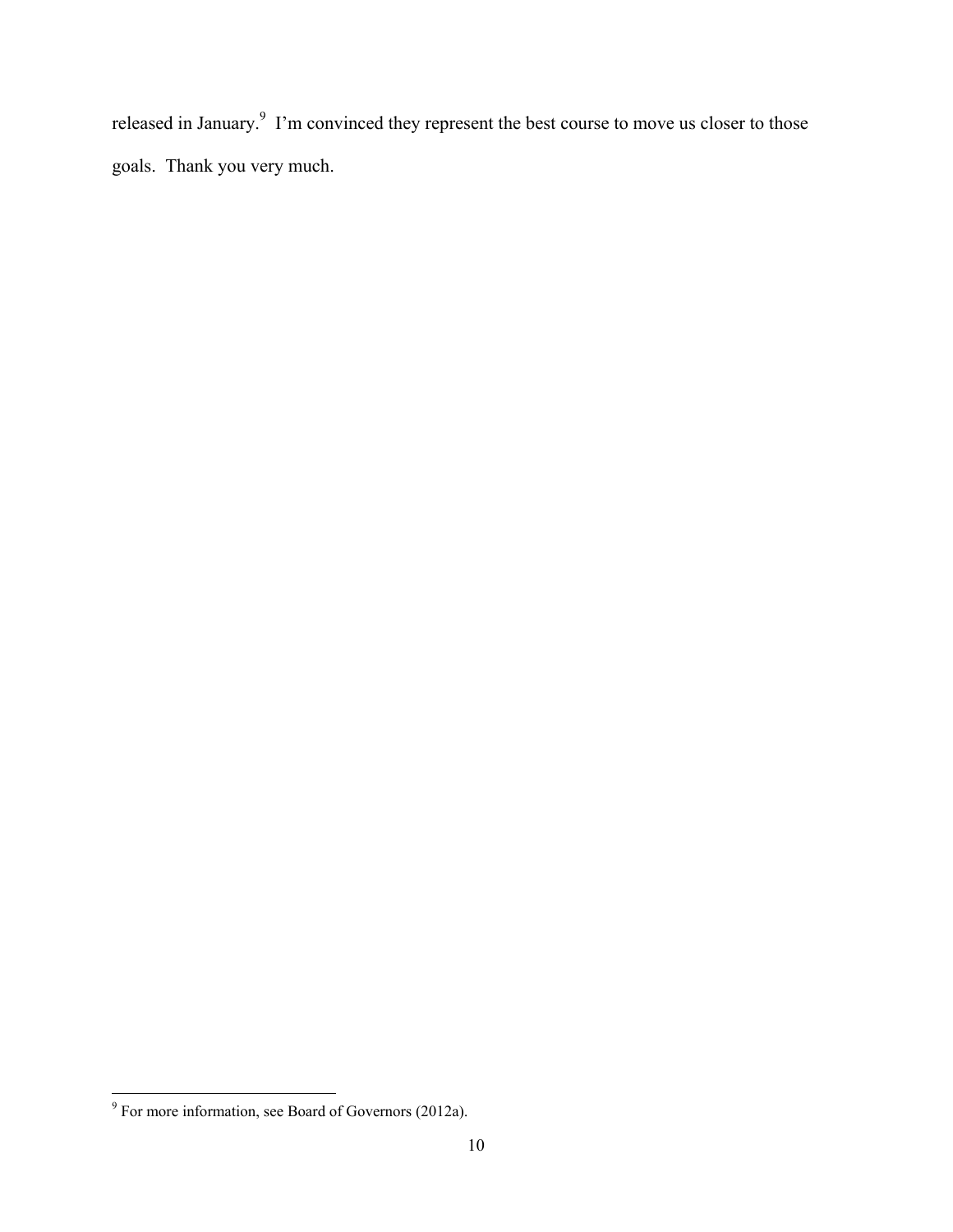released in January.[9] I'm convinced they represent the best course to move us closer to those goals. Thank you very much.

[9] For more information, see Board of Governors (2012a).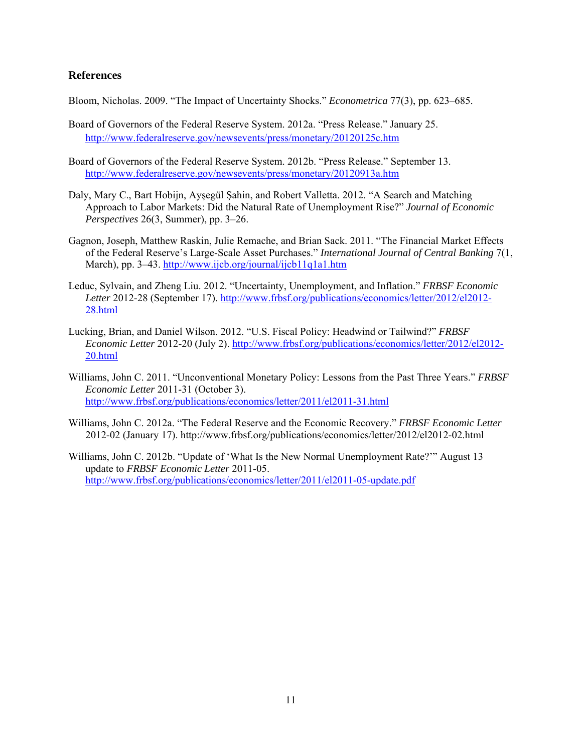## References

Bloom, Nicholas. 2009. "The Impact of Uncertainty Shocks." *Econometrica* 77(3), pp. 623–685.

Board of Governors of the Federal Reserve System. 2012a. "Press Release." January 25. http://www.federalreserve.gov/newsevents/press/monetary/20120125c.htm

Board of Governors of the Federal Reserve System. 2012b. "Press Release." September 13. http://www.federalreserve.gov/newsevents/press/monetary/20120913a.htm

Daly, Mary C., Bart Hobijn, Ayşegül Şahin, and Robert Valletta. 2012. "A Search and Matching Approach to Labor Markets: Did the Natural Rate of Unemployment Rise?" *Journal of Economic Perspectives* 26(3, Summer), pp. 3–26.

Gagnon, Joseph, Matthew Raskin, Julie Remache, and Brian Sack. 2011. "The Financial Market Effects of the Federal Reserve's Large-Scale Asset Purchases." *International Journal of Central Banking* 7(1, March), pp. 3–43. http://www.ijcb.org/journal/ijcb11q1a1.htm

Leduc, Sylvain, and Zheng Liu. 2012. "Uncertainty, Unemployment, and Inflation." *FRBSF Economic Letter* 2012-28 (September 17). http://www.frbsf.org/publications/economics/letter/2012/el2012-28.html

Lucking, Brian, and Daniel Wilson. 2012. "U.S. Fiscal Policy: Headwind or Tailwind?" *FRBSF Economic Letter* 2012-20 (July 2). http://www.frbsf.org/publications/economics/letter/2012/el2012-20.html

Williams, John C. 2011. "Unconventional Monetary Policy: Lessons from the Past Three Years." *FRBSF Economic Letter* 2011-31 (October 3). http://www.frbsf.org/publications/economics/letter/2011/el2011-31.html

Williams, John C. 2012a. "The Federal Reserve and the Economic Recovery." *FRBSF Economic Letter* 2012-02 (January 17). http://www.frbsf.org/publications/economics/letter/2012/el2012-02.html

Williams, John C. 2012b. "Update of 'What Is the New Normal Unemployment Rate?'" August 13 update to *FRBSF Economic Letter* 2011-05. http://www.frbsf.org/publications/economics/letter/2011/el2011-05-update.pdf